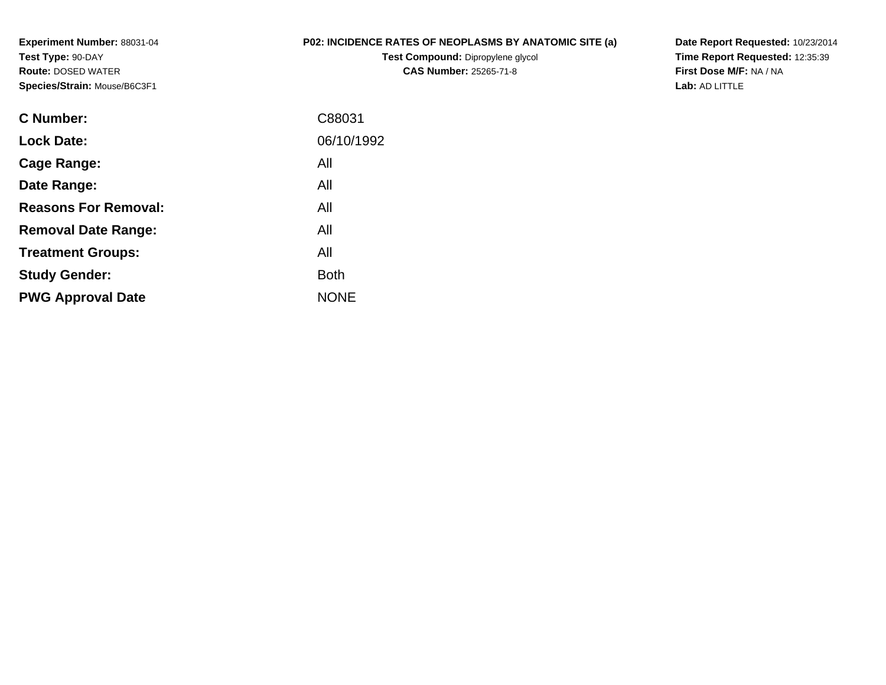**Experiment Number:** 88031-04
**Test Type:** 90-DAY
**Route:** DOSED WATER
**Species/Strain:** Mouse/B6C3F1

# P02: INCIDENCE RATES OF NEOPLASMS BY ANATOMIC SITE (a)

**Test Compound:** Dipropylene glycol
**CAS Number:** 25265-71-8

**Date Report Requested:** 10/23/2014
**Time Report Requested:** 12:35:39
**First Dose M/F:** NA / NA
**Lab:** AD LITTLE

| | |
|---|---|
| **C Number:** | C88031 |
| **Lock Date:** | 06/10/1992 |
| **Cage Range:** | All |
| **Date Range:** | All |
| **Reasons For Removal:** | All |
| **Removal Date Range:** | All |
| **Treatment Groups:** | All |
| **Study Gender:** | Both |
| **PWG Approval Date** | NONE |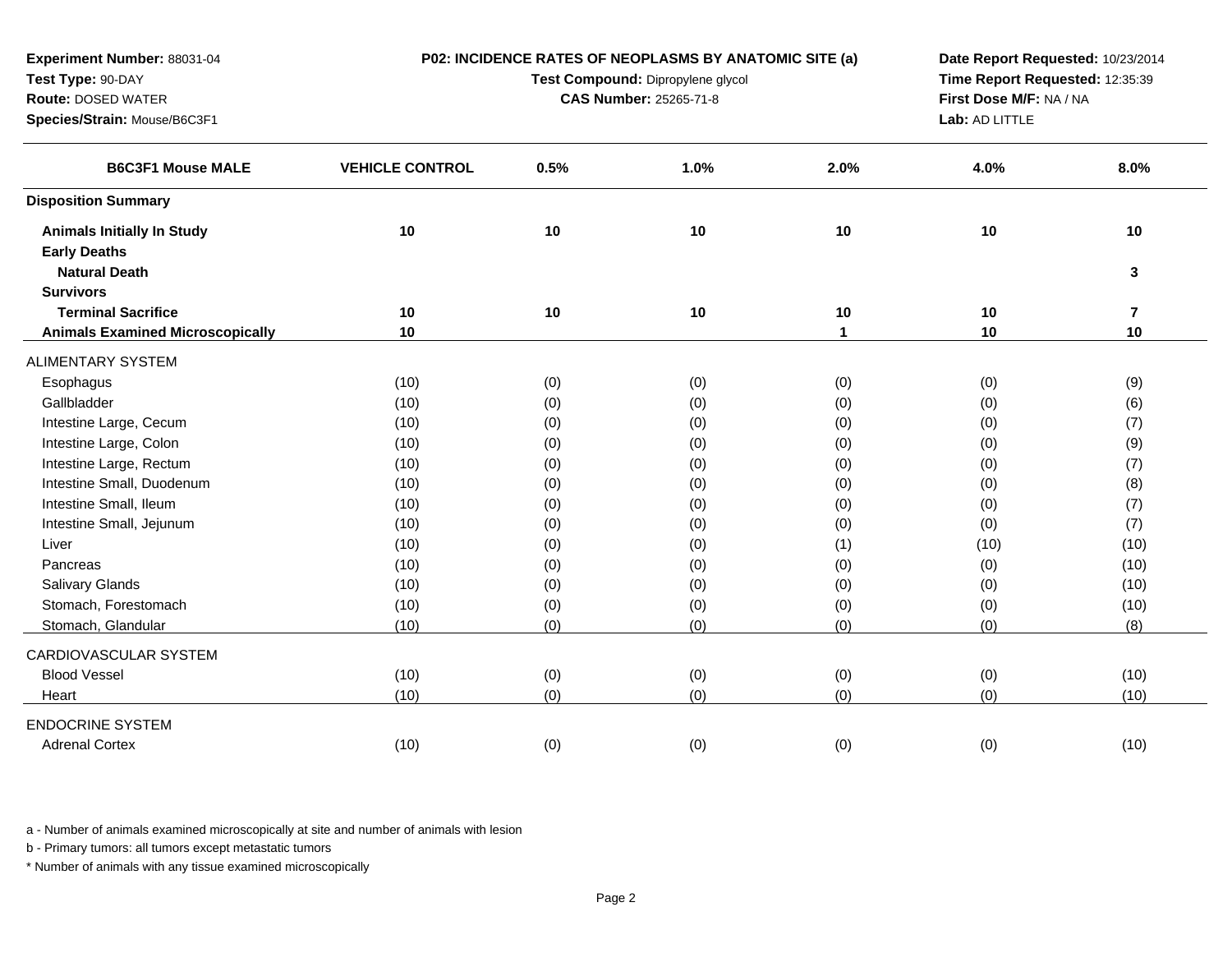**Experiment Number:** 88031-04
**Test Type:** 90-DAY
**Route:** DOSED WATER
**Species/Strain:** Mouse/B6C3F1

**P02: INCIDENCE RATES OF NEOPLASMS BY ANATOMIC SITE (a)**
**Test Compound:** Dipropylene glycol
**CAS Number:** 25265-71-8

**Date Report Requested:** 10/23/2014
**Time Report Requested:** 12:35:39
**First Dose M/F:** NA / NA
**Lab:** AD LITTLE

| B6C3F1 Mouse MALE | VEHICLE CONTROL | 0.5% | 1.0% | 2.0% | 4.0% | 8.0% |
|---|---|---|---|---|---|---|
| **Disposition Summary** | | | | | | |
| **Animals Initially In Study** | 10 | 10 | 10 | 10 | 10 | 10 |
| **Early Deaths** | | | | | | |
| **Natural Death** | | | | | | 3 |
| **Survivors** | | | | | | |
| **Terminal Sacrifice** | 10 | 10 | 10 | 10 | 10 | 7 |
| **Animals Examined Microscopically** | 10 | | | 1 | 10 | 10 |
| ALIMENTARY SYSTEM | | | | | | |
| Esophagus | (10) | (0) | (0) | (0) | (0) | (9) |
| Gallbladder | (10) | (0) | (0) | (0) | (0) | (6) |
| Intestine Large, Cecum | (10) | (0) | (0) | (0) | (0) | (7) |
| Intestine Large, Colon | (10) | (0) | (0) | (0) | (0) | (9) |
| Intestine Large, Rectum | (10) | (0) | (0) | (0) | (0) | (7) |
| Intestine Small, Duodenum | (10) | (0) | (0) | (0) | (0) | (8) |
| Intestine Small, Ileum | (10) | (0) | (0) | (0) | (0) | (7) |
| Intestine Small, Jejunum | (10) | (0) | (0) | (0) | (0) | (7) |
| Liver | (10) | (0) | (0) | (1) | (10) | (10) |
| Pancreas | (10) | (0) | (0) | (0) | (0) | (10) |
| Salivary Glands | (10) | (0) | (0) | (0) | (0) | (10) |
| Stomach, Forestomach | (10) | (0) | (0) | (0) | (0) | (10) |
| Stomach, Glandular | (10) | (0) | (0) | (0) | (0) | (8) |
| CARDIOVASCULAR SYSTEM | | | | | | |
| Blood Vessel | (10) | (0) | (0) | (0) | (0) | (10) |
| Heart | (10) | (0) | (0) | (0) | (0) | (10) |
| ENDOCRINE SYSTEM | | | | | | |
| Adrenal Cortex | (10) | (0) | (0) | (0) | (0) | (10) |

a - Number of animals examined microscopically at site and number of animals with lesion

b - Primary tumors: all tumors except metastatic tumors

* Number of animals with any tissue examined microscopically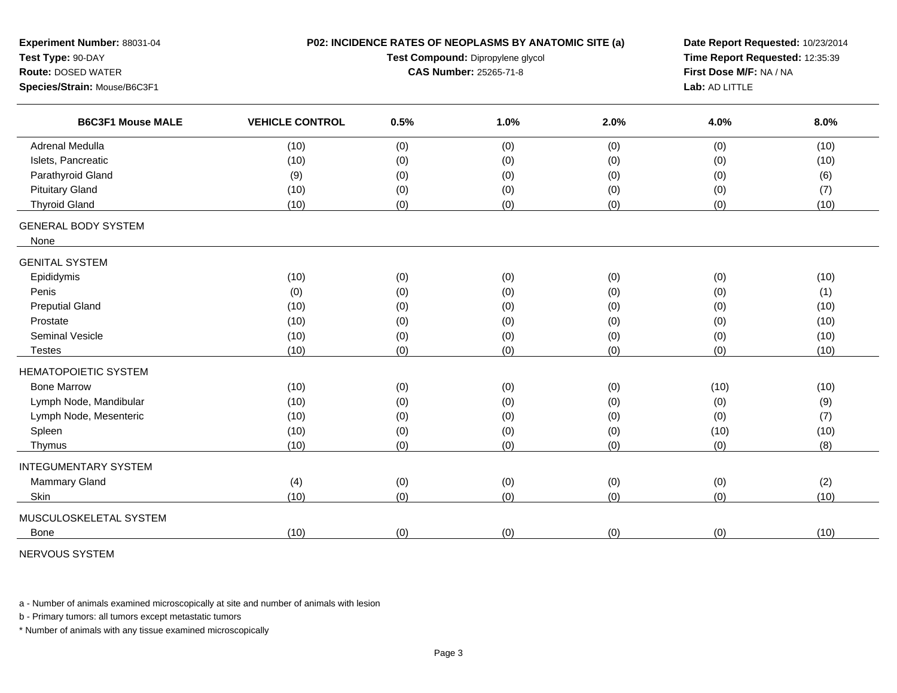**Experiment Number:** 88031-04
**Test Type:** 90-DAY
**Route:** DOSED WATER
**Species/Strain:** Mouse/B6C3F1

**P02: INCIDENCE RATES OF NEOPLASMS BY ANATOMIC SITE (a)**
**Test Compound:** Dipropylene glycol
**CAS Number:** 25265-71-8

**Date Report Requested:** 10/23/2014
**Time Report Requested:** 12:35:39
**First Dose M/F:** NA / NA
**Lab:** AD LITTLE

| B6C3F1 Mouse MALE | VEHICLE CONTROL | 0.5% | 1.0% | 2.0% | 4.0% | 8.0% |
|---|---|---|---|---|---|---|
| Adrenal Medulla | (10) | (0) | (0) | (0) | (0) | (10) |
| Islets, Pancreatic | (10) | (0) | (0) | (0) | (0) | (10) |
| Parathyroid Gland | (9) | (0) | (0) | (0) | (0) | (6) |
| Pituitary Gland | (10) | (0) | (0) | (0) | (0) | (7) |
| Thyroid Gland | (10) | (0) | (0) | (0) | (0) | (10) |
| GENERAL BODY SYSTEM | | | | | | |
| None | | | | | | |
| GENITAL SYSTEM | | | | | | |
| Epididymis | (10) | (0) | (0) | (0) | (0) | (10) |
| Penis | (0) | (0) | (0) | (0) | (0) | (1) |
| Preputial Gland | (10) | (0) | (0) | (0) | (0) | (10) |
| Prostate | (10) | (0) | (0) | (0) | (0) | (10) |
| Seminal Vesicle | (10) | (0) | (0) | (0) | (0) | (10) |
| Testes | (10) | (0) | (0) | (0) | (0) | (10) |
| HEMATOPOIETIC SYSTEM | | | | | | |
| Bone Marrow | (10) | (0) | (0) | (0) | (10) | (10) |
| Lymph Node, Mandibular | (10) | (0) | (0) | (0) | (0) | (9) |
| Lymph Node, Mesenteric | (10) | (0) | (0) | (0) | (0) | (7) |
| Spleen | (10) | (0) | (0) | (0) | (10) | (10) |
| Thymus | (10) | (0) | (0) | (0) | (0) | (8) |
| INTEGUMENTARY SYSTEM | | | | | | |
| Mammary Gland | (4) | (0) | (0) | (0) | (0) | (2) |
| Skin | (10) | (0) | (0) | (0) | (0) | (10) |
| MUSCULOSKELETAL SYSTEM | | | | | | |
| Bone | (10) | (0) | (0) | (0) | (0) | (10) |
| NERVOUS SYSTEM | | | | | | |

a - Number of animals examined microscopically at site and number of animals with lesion

b - Primary tumors: all tumors except metastatic tumors

* Number of animals with any tissue examined microscopically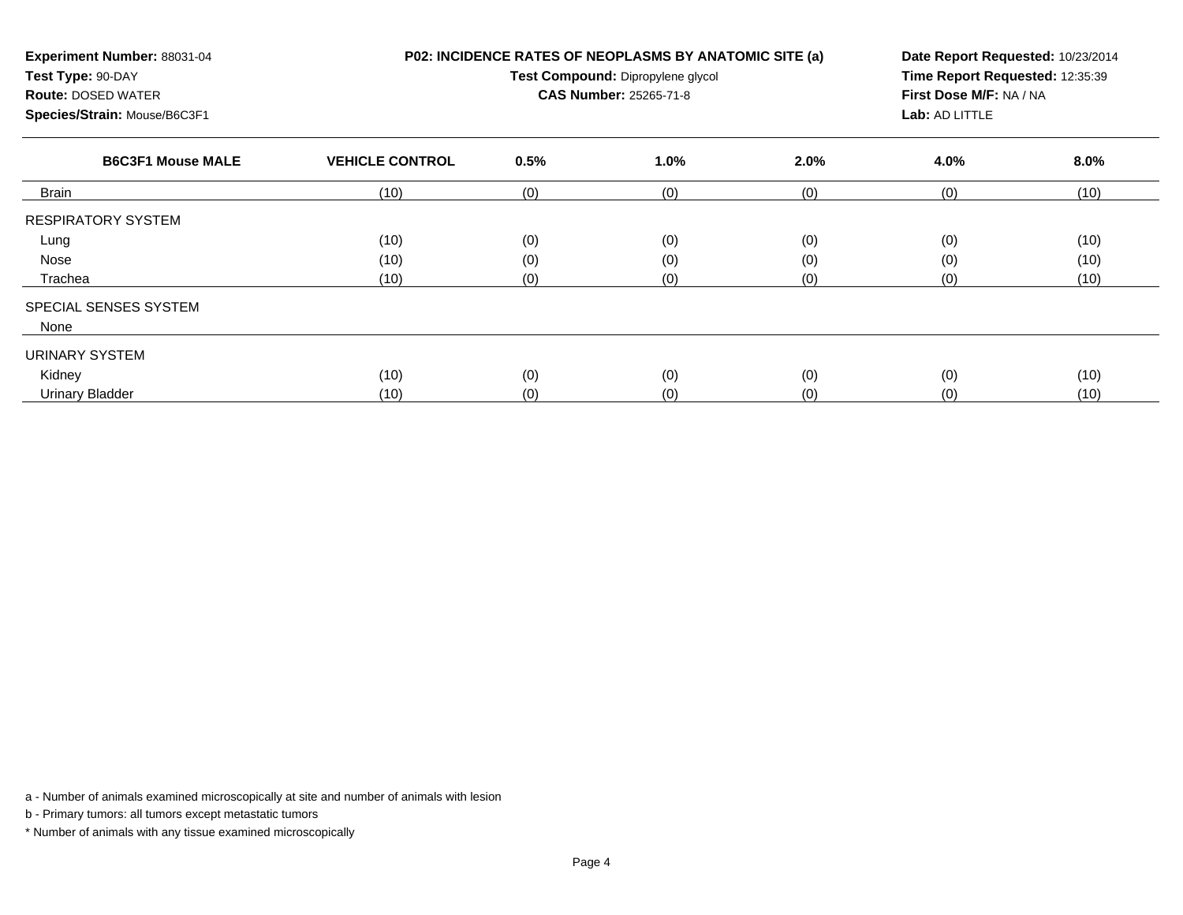**Experiment Number:** 88031-04
**Test Type:** 90-DAY
**Route:** DOSED WATER
**Species/Strain:** Mouse/B6C3F1

**P02: INCIDENCE RATES OF NEOPLASMS BY ANATOMIC SITE (a)**
**Test Compound:** Dipropylene glycol
**CAS Number:** 25265-71-8

**Date Report Requested:** 10/23/2014
**Time Report Requested:** 12:35:39
**First Dose M/F:** NA / NA
**Lab:** AD LITTLE

| B6C3F1 Mouse MALE | VEHICLE CONTROL | 0.5% | 1.0% | 2.0% | 4.0% | 8.0% |
|---|---|---|---|---|---|---|
| Brain | (10) | (0) | (0) | (0) | (0) | (10) |
| RESPIRATORY SYSTEM | | | | | | |
| Lung | (10) | (0) | (0) | (0) | (0) | (10) |
| Nose | (10) | (0) | (0) | (0) | (0) | (10) |
| Trachea | (10) | (0) | (0) | (0) | (0) | (10) |
| SPECIAL SENSES SYSTEM | | | | | | |
| None | | | | | | |
| URINARY SYSTEM | | | | | | |
| Kidney | (10) | (0) | (0) | (0) | (0) | (10) |
| Urinary Bladder | (10) | (0) | (0) | (0) | (0) | (10) |

a - Number of animals examined microscopically at site and number of animals with lesion

b - Primary tumors: all tumors except metastatic tumors

* Number of animals with any tissue examined microscopically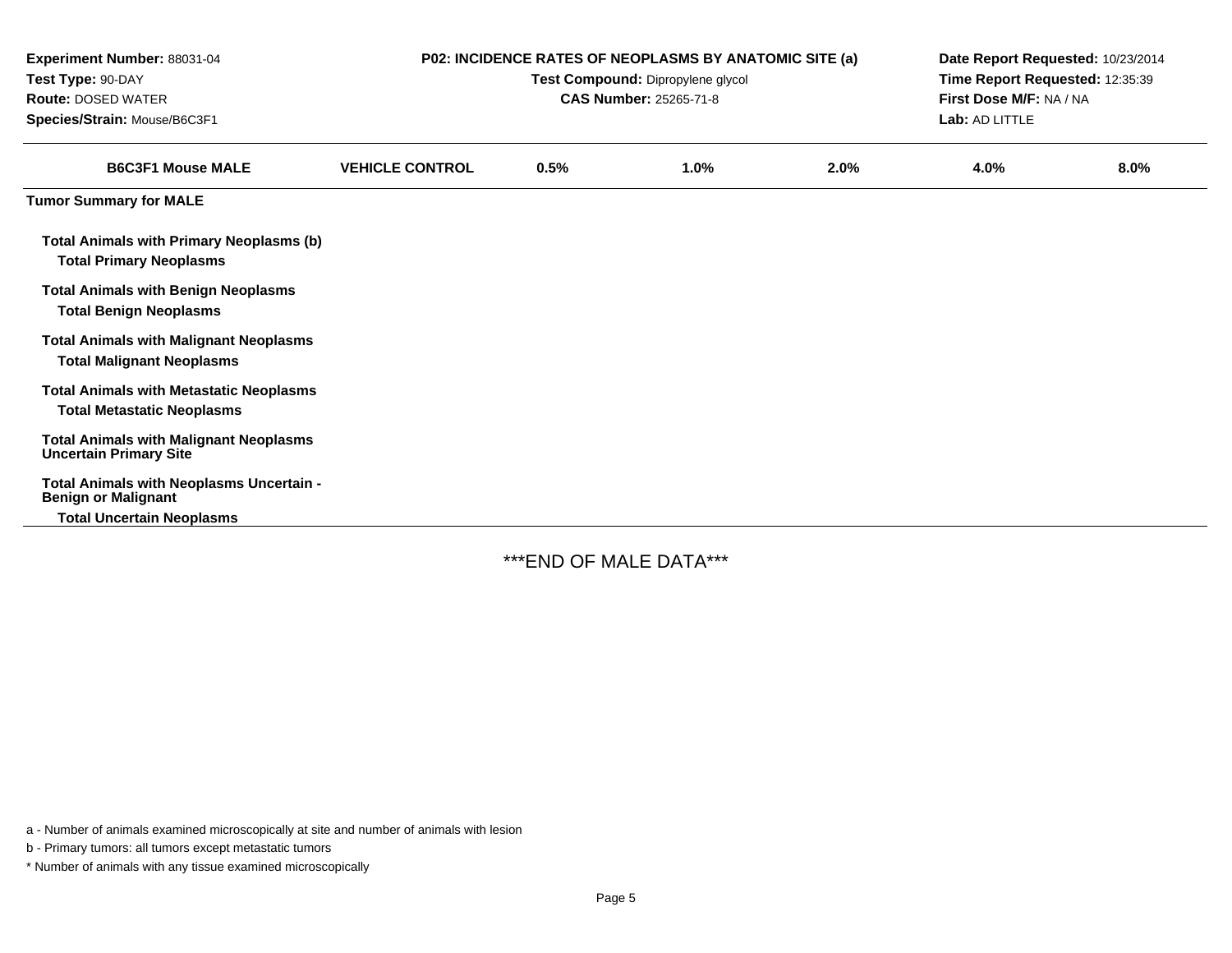**Experiment Number:** 88031-04
**Test Type:** 90-DAY
**Route:** DOSED WATER
**Species/Strain:** Mouse/B6C3F1

**P02: INCIDENCE RATES OF NEOPLASMS BY ANATOMIC SITE (a)**
**Test Compound:** Dipropylene glycol
**CAS Number:** 25265-71-8

**Date Report Requested:** 10/23/2014
**Time Report Requested:** 12:35:39
**First Dose M/F:** NA / NA
**Lab:** AD LITTLE

| B6C3F1 Mouse MALE | VEHICLE CONTROL | 0.5% | 1.0% | 2.0% | 4.0% | 8.0% |
|---|---|---|---|---|---|---|
| **Tumor Summary for MALE** | | | | | | |
| **Total Animals with Primary Neoplasms (b)** | | | | | | |
| **Total Primary Neoplasms** | | | | | | |
| **Total Animals with Benign Neoplasms** | | | | | | |
| **Total Benign Neoplasms** | | | | | | |
| **Total Animals with Malignant Neoplasms** | | | | | | |
| **Total Malignant Neoplasms** | | | | | | |
| **Total Animals with Metastatic Neoplasms** | | | | | | |
| **Total Metastatic Neoplasms** | | | | | | |
| **Total Animals with Malignant Neoplasms Uncertain Primary Site** | | | | | | |
| **Total Animals with Neoplasms Uncertain - Benign or Malignant** | | | | | | |
| **Total Uncertain Neoplasms** | | | | | | |

***END OF MALE DATA***

a - Number of animals examined microscopically at site and number of animals with lesion

b - Primary tumors: all tumors except metastatic tumors

* Number of animals with any tissue examined microscopically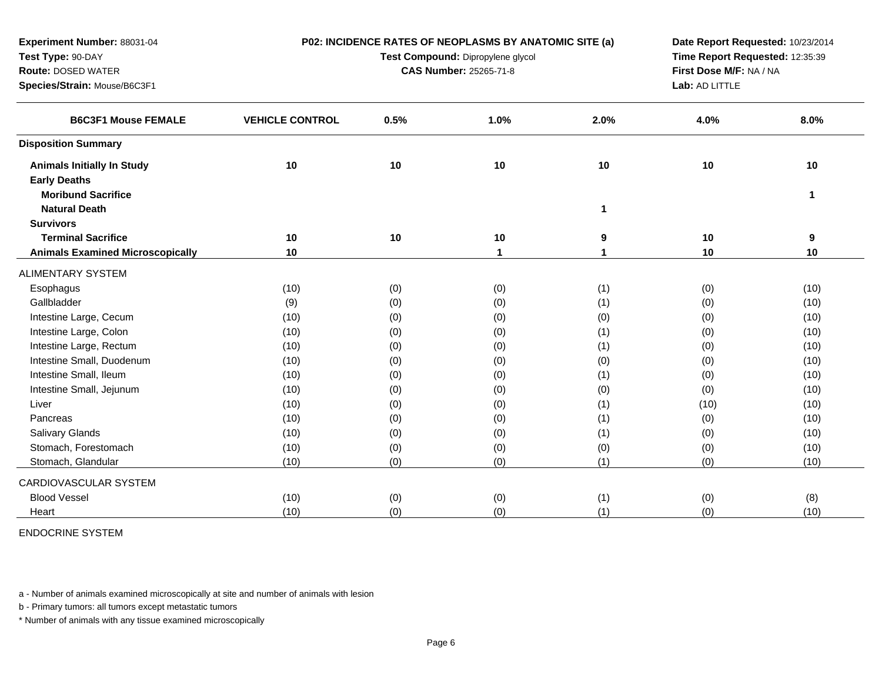**Experiment Number:** 88031-04
**Test Type:** 90-DAY
**Route:** DOSED WATER
**Species/Strain:** Mouse/B6C3F1

**P02: INCIDENCE RATES OF NEOPLASMS BY ANATOMIC SITE (a)**
**Test Compound:** Dipropylene glycol
**CAS Number:** 25265-71-8

**Date Report Requested:** 10/23/2014
**Time Report Requested:** 12:35:39
**First Dose M/F:** NA / NA
**Lab:** AD LITTLE

| B6C3F1 Mouse FEMALE | VEHICLE CONTROL | 0.5% | 1.0% | 2.0% | 4.0% | 8.0% |
|---|---|---|---|---|---|---|
| **Disposition Summary** | | | | | | |
| **Animals Initially In Study** | **10** | **10** | **10** | **10** | **10** | **10** |
| **Early Deaths** | | | | | | |
| **Moribund Sacrifice** | | | | | | **1** |
| **Natural Death** | | | | **1** | | |
| **Survivors** | | | | | | |
| **Terminal Sacrifice** | **10** | **10** | **10** | **9** | **10** | **9** |
| **Animals Examined Microscopically** | **10** | | **1** | **1** | **10** | **10** |
| ALIMENTARY SYSTEM | | | | | | |
| Esophagus | (10) | (0) | (0) | (1) | (0) | (10) |
| Gallbladder | (9) | (0) | (0) | (1) | (0) | (10) |
| Intestine Large, Cecum | (10) | (0) | (0) | (0) | (0) | (10) |
| Intestine Large, Colon | (10) | (0) | (0) | (1) | (0) | (10) |
| Intestine Large, Rectum | (10) | (0) | (0) | (1) | (0) | (10) |
| Intestine Small, Duodenum | (10) | (0) | (0) | (0) | (0) | (10) |
| Intestine Small, Ileum | (10) | (0) | (0) | (1) | (0) | (10) |
| Intestine Small, Jejunum | (10) | (0) | (0) | (0) | (0) | (10) |
| Liver | (10) | (0) | (0) | (1) | (10) | (10) |
| Pancreas | (10) | (0) | (0) | (1) | (0) | (10) |
| Salivary Glands | (10) | (0) | (0) | (1) | (0) | (10) |
| Stomach, Forestomach | (10) | (0) | (0) | (0) | (0) | (10) |
| Stomach, Glandular | (10) | (0) | (0) | (1) | (0) | (10) |
| CARDIOVASCULAR SYSTEM | | | | | | |
| Blood Vessel | (10) | (0) | (0) | (1) | (0) | (8) |
| Heart | (10) | (0) | (0) | (1) | (0) | (10) |
| ENDOCRINE SYSTEM | | | | | | |

a - Number of animals examined microscopically at site and number of animals with lesion

b - Primary tumors: all tumors except metastatic tumors

* Number of animals with any tissue examined microscopically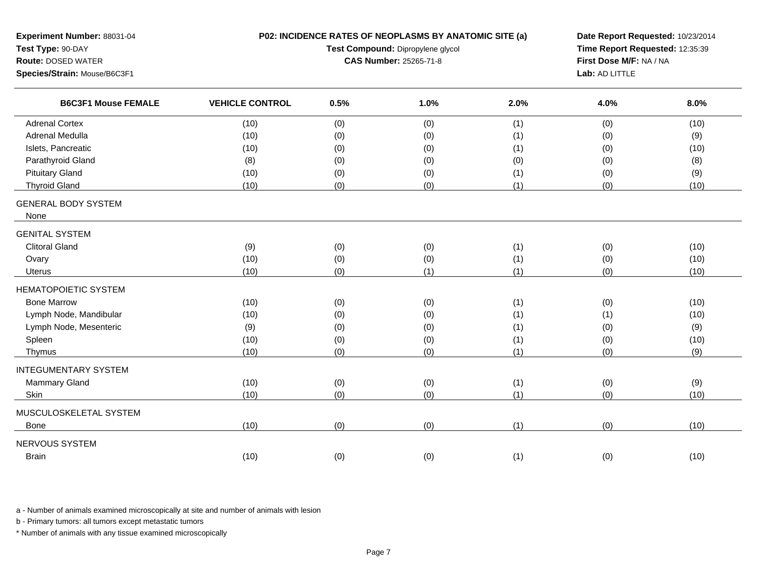**Experiment Number:** 88031-04
**Test Type:** 90-DAY
**Route:** DOSED WATER
**Species/Strain:** Mouse/B6C3F1

**P02: INCIDENCE RATES OF NEOPLASMS BY ANATOMIC SITE (a)**
**Test Compound:** Dipropylene glycol
**CAS Number:** 25265-71-8

**Date Report Requested:** 10/23/2014
**Time Report Requested:** 12:35:39
**First Dose M/F:** NA / NA
**Lab:** AD LITTLE

| B6C3F1 Mouse FEMALE | VEHICLE CONTROL | 0.5% | 1.0% | 2.0% | 4.0% | 8.0% |
|---|---|---|---|---|---|---|
| Adrenal Cortex | (10) | (0) | (0) | (1) | (0) | (10) |
| Adrenal Medulla | (10) | (0) | (0) | (1) | (0) | (9) |
| Islets, Pancreatic | (10) | (0) | (0) | (1) | (0) | (10) |
| Parathyroid Gland | (8) | (0) | (0) | (0) | (0) | (8) |
| Pituitary Gland | (10) | (0) | (0) | (1) | (0) | (9) |
| Thyroid Gland | (10) | (0) | (0) | (1) | (0) | (10) |
| GENERAL BODY SYSTEM | | | | | | |
| None | | | | | | |
| GENITAL SYSTEM | | | | | | |
| Clitoral Gland | (9) | (0) | (0) | (1) | (0) | (10) |
| Ovary | (10) | (0) | (0) | (1) | (0) | (10) |
| Uterus | (10) | (0) | (1) | (1) | (0) | (10) |
| HEMATOPOIETIC SYSTEM | | | | | | |
| Bone Marrow | (10) | (0) | (0) | (1) | (0) | (10) |
| Lymph Node, Mandibular | (10) | (0) | (0) | (1) | (1) | (10) |
| Lymph Node, Mesenteric | (9) | (0) | (0) | (1) | (0) | (9) |
| Spleen | (10) | (0) | (0) | (1) | (0) | (10) |
| Thymus | (10) | (0) | (0) | (1) | (0) | (9) |
| INTEGUMENTARY SYSTEM | | | | | | |
| Mammary Gland | (10) | (0) | (0) | (1) | (0) | (9) |
| Skin | (10) | (0) | (0) | (1) | (0) | (10) |
| MUSCULOSKELETAL SYSTEM | | | | | | |
| Bone | (10) | (0) | (0) | (1) | (0) | (10) |
| NERVOUS SYSTEM | | | | | | |
| Brain | (10) | (0) | (0) | (1) | (0) | (10) |

a - Number of animals examined microscopically at site and number of animals with lesion

b - Primary tumors: all tumors except metastatic tumors

* Number of animals with any tissue examined microscopically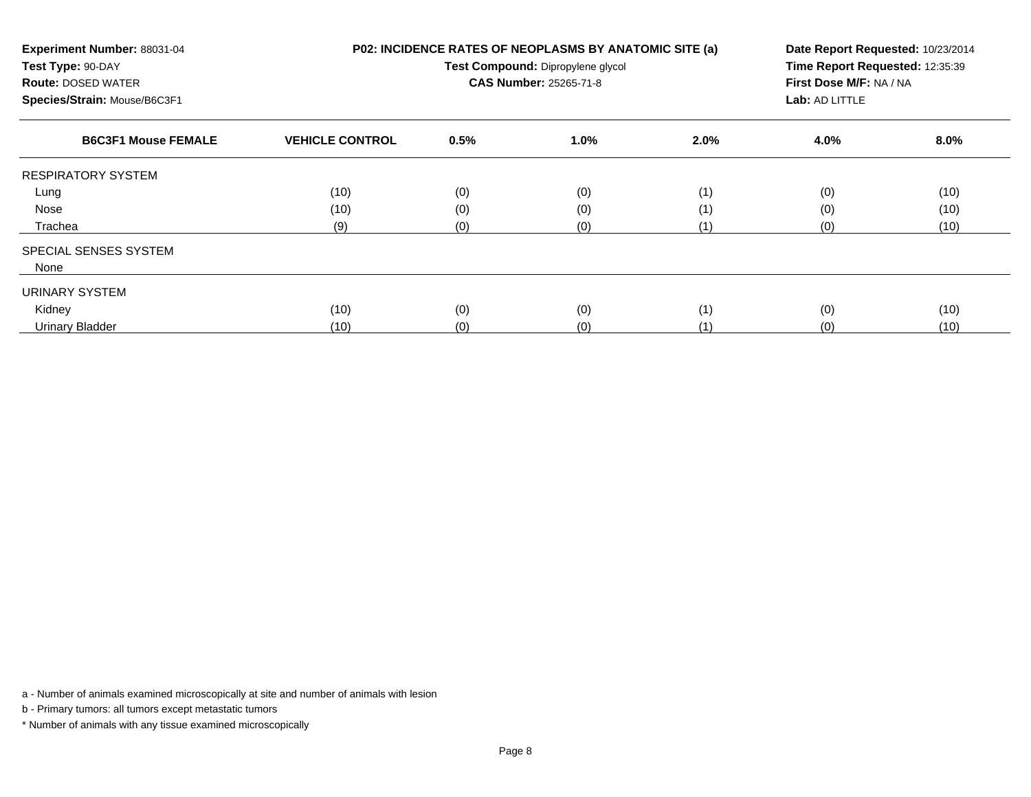**Experiment Number:** 88031-04
**Test Type:** 90-DAY
**Route:** DOSED WATER
**Species/Strain:** Mouse/B6C3F1

**P02: INCIDENCE RATES OF NEOPLASMS BY ANATOMIC SITE (a)**
**Test Compound:** Dipropylene glycol
**CAS Number:** 25265-71-8

**Date Report Requested:** 10/23/2014
**Time Report Requested:** 12:35:39
**First Dose M/F:** NA / NA
**Lab:** AD LITTLE

| B6C3F1 Mouse FEMALE | VEHICLE CONTROL | 0.5% | 1.0% | 2.0% | 4.0% | 8.0% |
|---|---|---|---|---|---|---|
| RESPIRATORY SYSTEM | | | | | | |
| Lung | (10) | (0) | (0) | (1) | (0) | (10) |
| Nose | (10) | (0) | (0) | (1) | (0) | (10) |
| Trachea | (9) | (0) | (0) | (1) | (0) | (10) |
| SPECIAL SENSES SYSTEM | | | | | | |
| None | | | | | | |
| URINARY SYSTEM | | | | | | |
| Kidney | (10) | (0) | (0) | (1) | (0) | (10) |
| Urinary Bladder | (10) | (0) | (0) | (1) | (0) | (10) |

a - Number of animals examined microscopically at site and number of animals with lesion

b - Primary tumors: all tumors except metastatic tumors

* Number of animals with any tissue examined microscopically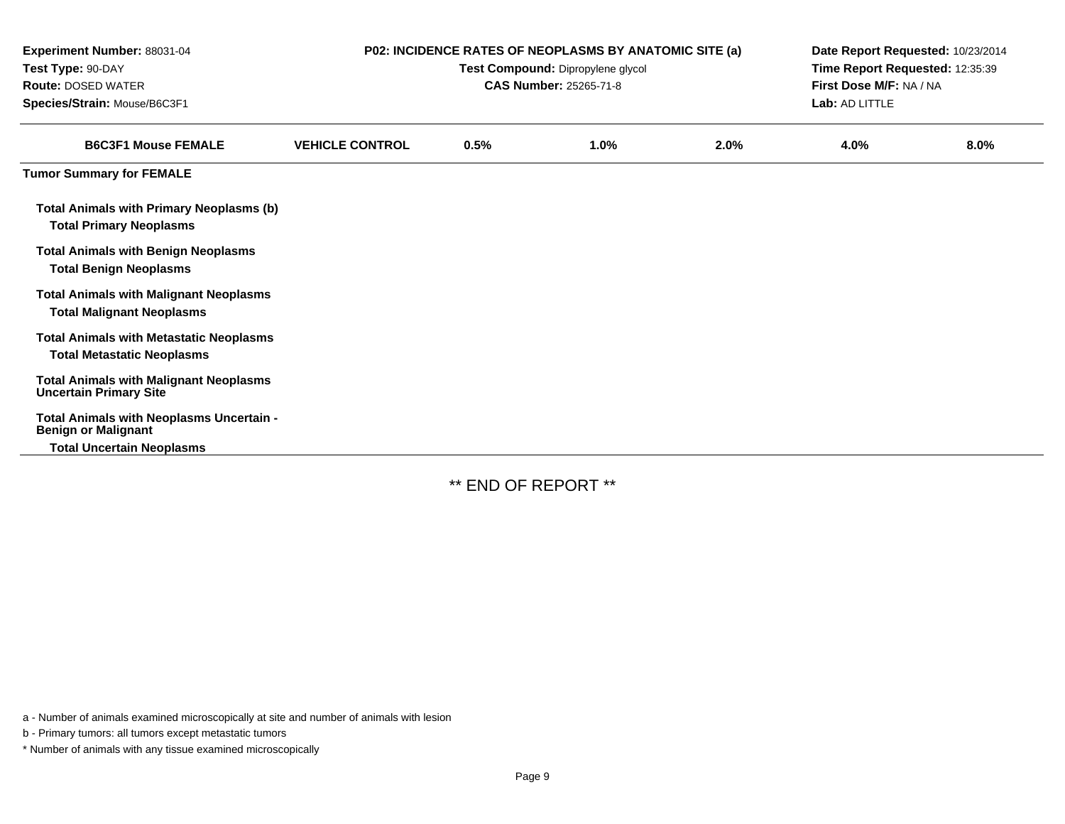**Experiment Number:** 88031-04
**Test Type:** 90-DAY
**Route:** DOSED WATER
**Species/Strain:** Mouse/B6C3F1

**P02: INCIDENCE RATES OF NEOPLASMS BY ANATOMIC SITE (a)**
**Test Compound:** Dipropylene glycol
**CAS Number:** 25265-71-8

**Date Report Requested:** 10/23/2014
**Time Report Requested:** 12:35:39
**First Dose M/F:** NA / NA
**Lab:** AD LITTLE

| B6C3F1 Mouse FEMALE | VEHICLE CONTROL | 0.5% | 1.0% | 2.0% | 4.0% | 8.0% |
|---|---|---|---|---|---|---|
| **Tumor Summary for FEMALE** | | | | | | |
| **Total Animals with Primary Neoplasms (b)** | | | | | | |
| **Total Primary Neoplasms** | | | | | | |
| **Total Animals with Benign Neoplasms** | | | | | | |
| **Total Benign Neoplasms** | | | | | | |
| **Total Animals with Malignant Neoplasms** | | | | | | |
| **Total Malignant Neoplasms** | | | | | | |
| **Total Animals with Metastatic Neoplasms** | | | | | | |
| **Total Metastatic Neoplasms** | | | | | | |
| **Total Animals with Malignant Neoplasms Uncertain Primary Site** | | | | | | |
| **Total Animals with Neoplasms Uncertain - Benign or Malignant** | | | | | | |
| **Total Uncertain Neoplasms** | | | | | | |

** END OF REPORT **

a - Number of animals examined microscopically at site and number of animals with lesion

b - Primary tumors: all tumors except metastatic tumors

* Number of animals with any tissue examined microscopically